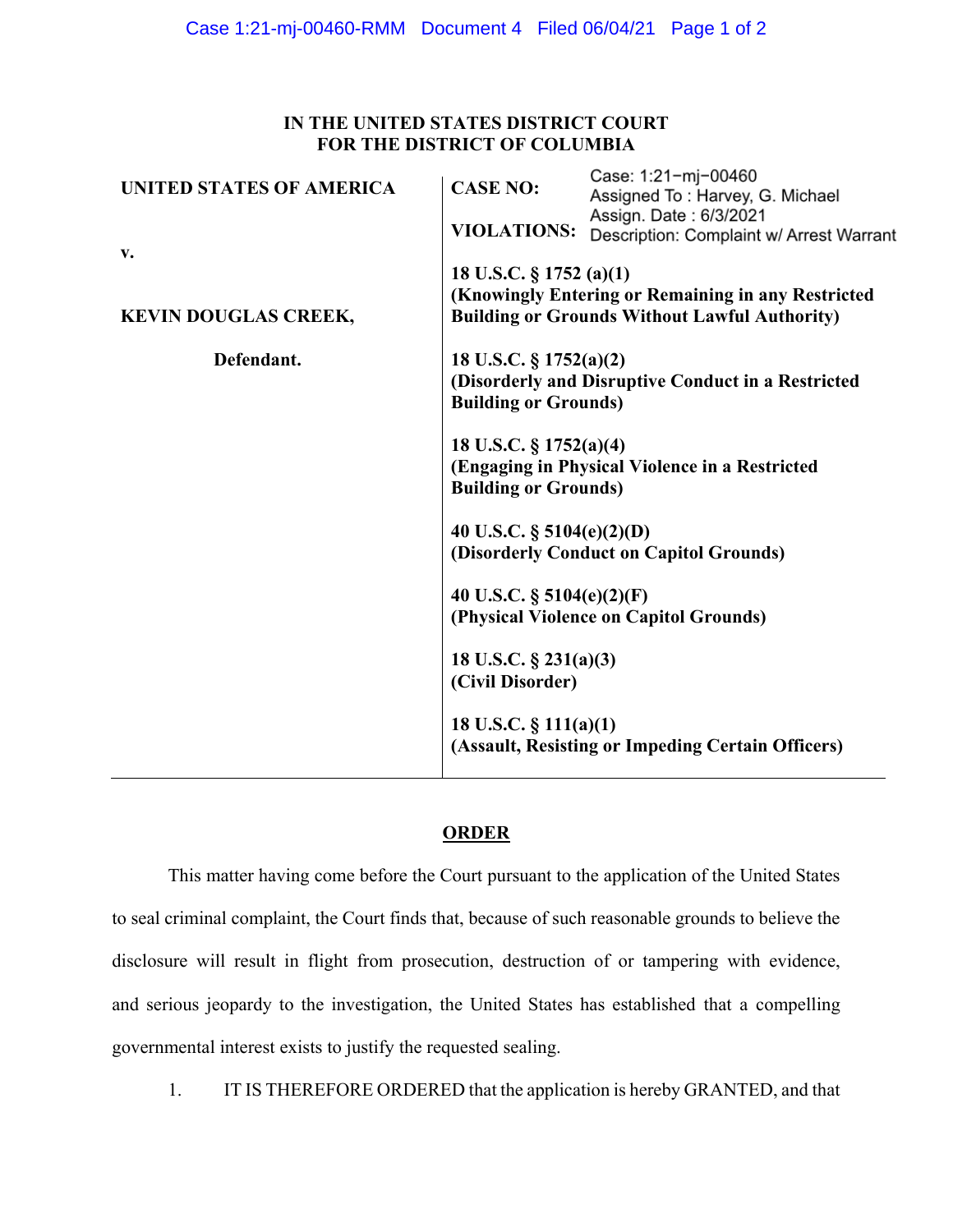**IN THE UNITED STATES DISTRICT COURT**
**FOR THE DISTRICT OF COLUMBIA**

| | |
|---|---|
| **UNITED STATES OF AMERICA** | **CASE NO:** Case: 1:21-mj-00460<br>Assigned To : Harvey, G. Michael<br>Assign. Date : 6/3/2021<br>**VIOLATIONS:** Description: Complaint w/ Arrest Warrant |
| **v.** | **18 U.S.C. § 1752 (a)(1)**<br>**(Knowingly Entering or Remaining in any Restricted Building or Grounds Without Lawful Authority)** |
| **KEVIN DOUGLAS CREEK,** | |
| **Defendant.** | **18 U.S.C. § 1752(a)(2)**<br>**(Disorderly and Disruptive Conduct in a Restricted Building or Grounds)** |
| | **18 U.S.C. § 1752(a)(4)**<br>**(Engaging in Physical Violence in a Restricted Building or Grounds)** |
| | **40 U.S.C. § 5104(e)(2)(D)**<br>**(Disorderly Conduct on Capitol Grounds)** |
| | **40 U.S.C. § 5104(e)(2)(F)**<br>**(Physical Violence on Capitol Grounds)** |
| | **18 U.S.C. § 231(a)(3)**<br>**(Civil Disorder)** |
| | **18 U.S.C. § 111(a)(1)**<br>**(Assault, Resisting or Impeding Certain Officers)** |

## ORDER

This matter having come before the Court pursuant to the application of the United States to seal criminal complaint, the Court finds that, because of such reasonable grounds to believe the disclosure will result in flight from prosecution, destruction of or tampering with evidence, and serious jeopardy to the investigation, the United States has established that a compelling governmental interest exists to justify the requested sealing.

1. IT IS THEREFORE ORDERED that the application is hereby GRANTED, and that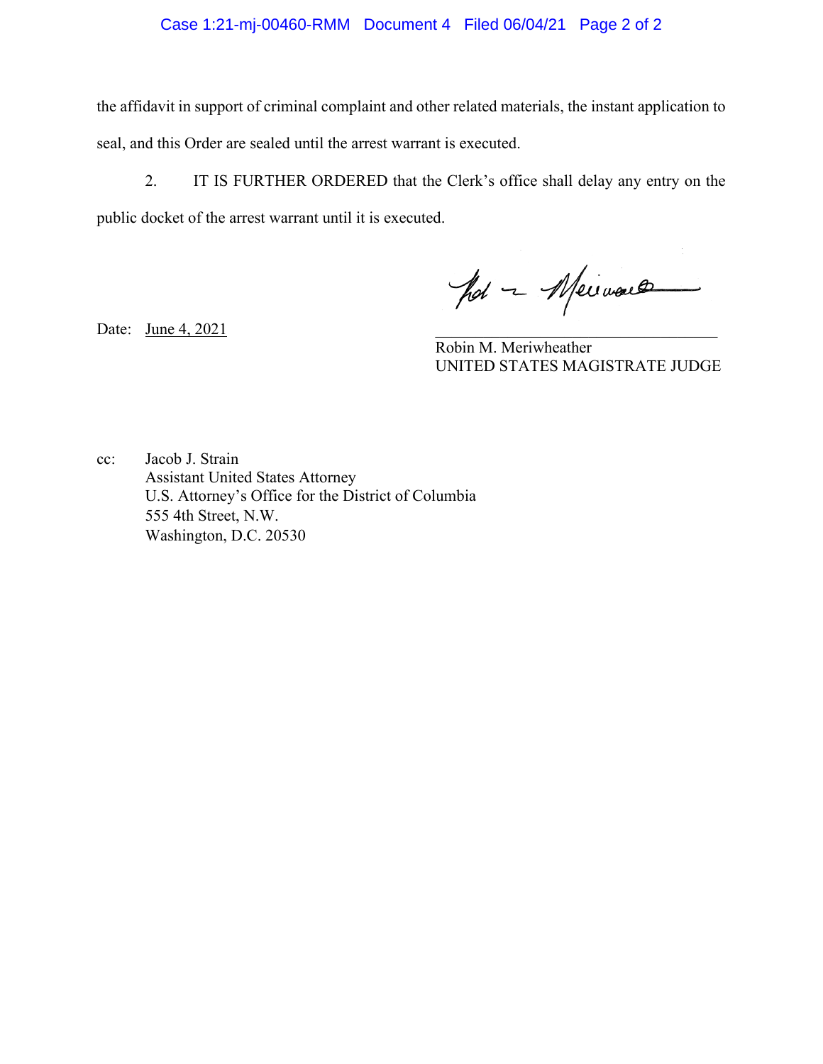the affidavit in support of criminal complaint and other related materials, the instant application to seal, and this Order are sealed until the arrest warrant is executed.

2. IT IS FURTHER ORDERED that the Clerk's office shall delay any entry on the public docket of the arrest warrant until it is executed.

Date: June 4, 2021

Robin M. Meriwheather
UNITED STATES MAGISTRATE JUDGE

cc: Jacob J. Strain
Assistant United States Attorney
U.S. Attorney's Office for the District of Columbia
555 4th Street, N.W.
Washington, D.C. 20530